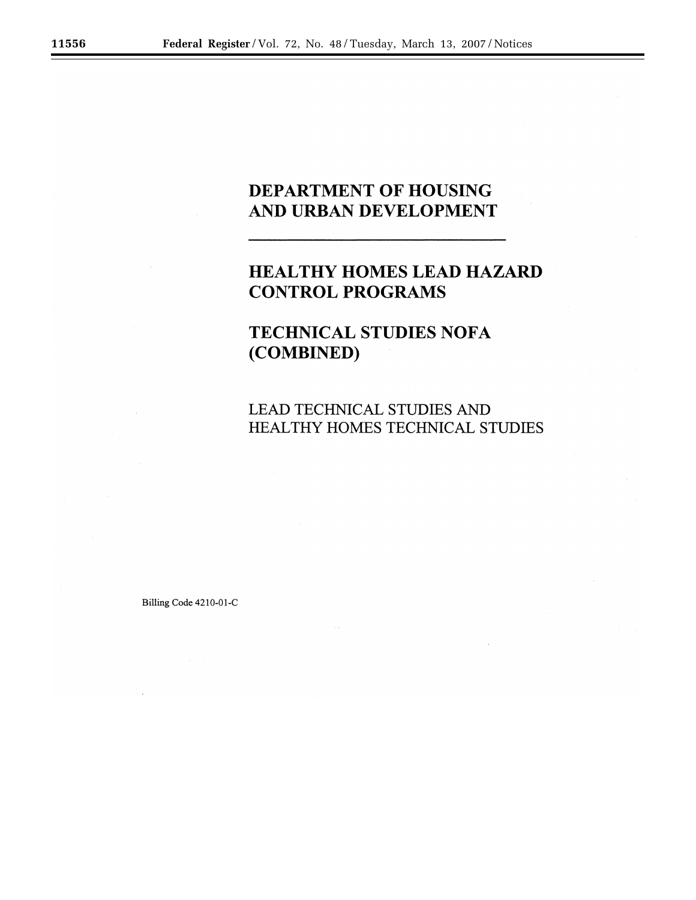# DEPARTMENT OF HOUSING AND URBAN DEVELOPMENT

---

# HEALTHY HOMES LEAD HAZARD CONTROL PROGRAMS

# TECHNICAL STUDIES NOFA (COMBINED)

LEAD TECHNICAL STUDIES AND HEALTHY HOMES TECHNICAL STUDIES

Billing Code 4210-01-C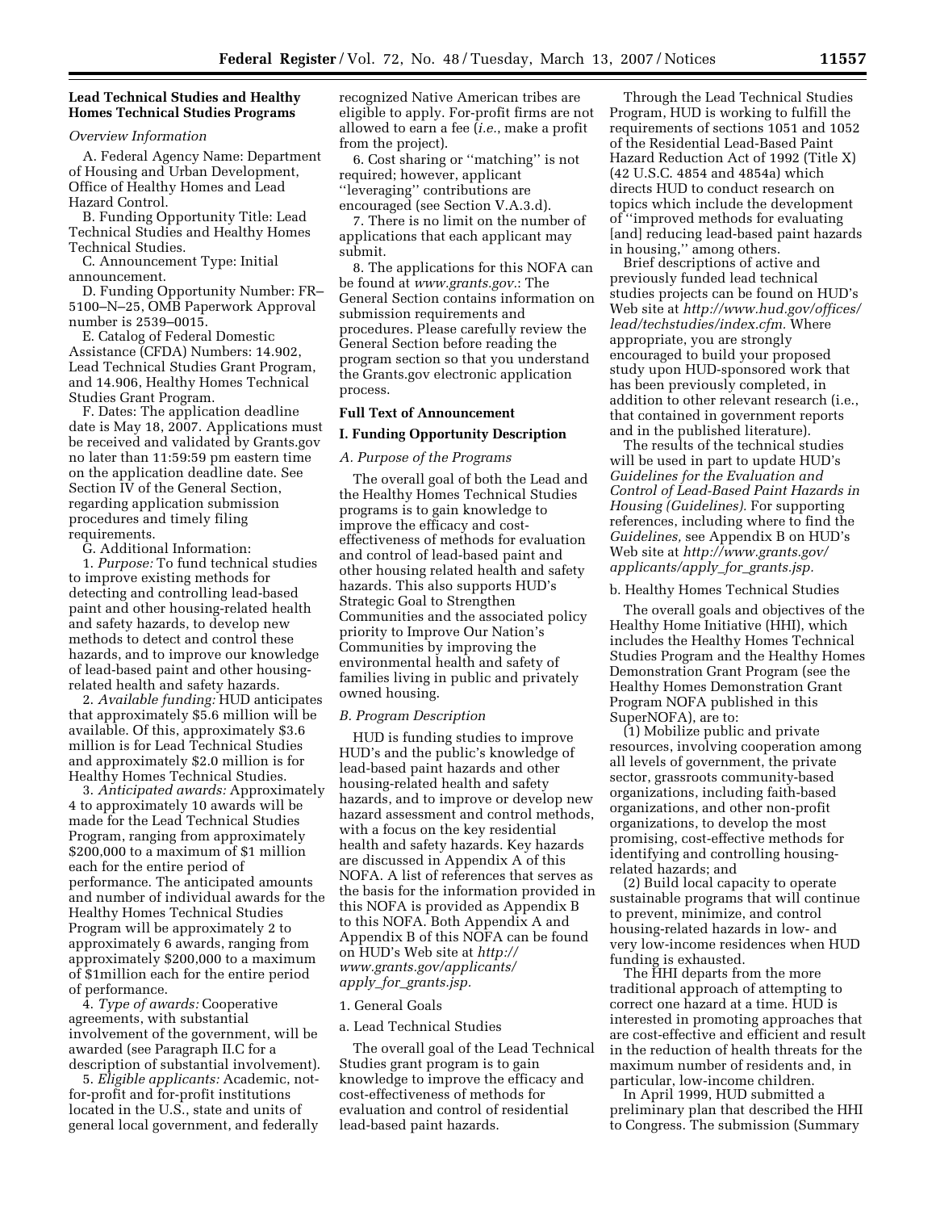## Lead Technical Studies and Healthy Homes Technical Studies Programs

*Overview Information*

A. Federal Agency Name: Department of Housing and Urban Development, Office of Healthy Homes and Lead Hazard Control.

B. Funding Opportunity Title: Lead Technical Studies and Healthy Homes Technical Studies.

C. Announcement Type: Initial announcement.

D. Funding Opportunity Number: FR–5100–N–25, OMB Paperwork Approval number is 2539–0015.

E. Catalog of Federal Domestic Assistance (CFDA) Numbers: 14.902, Lead Technical Studies Grant Program, and 14.906, Healthy Homes Technical Studies Grant Program.

F. Dates: The application deadline date is May 18, 2007. Applications must be received and validated by Grants.gov no later than 11:59:59 pm eastern time on the application deadline date. See Section IV of the General Section, regarding application submission procedures and timely filing requirements.

G. Additional Information:

1. *Purpose:* To fund technical studies to improve existing methods for detecting and controlling lead-based paint and other housing-related health and safety hazards, to develop new methods to detect and control these hazards, and to improve our knowledge of lead-based paint and other housing-related health and safety hazards.

2. *Available funding:* HUD anticipates that approximately $5.6 million will be available. Of this, approximately $3.6 million is for Lead Technical Studies and approximately $2.0 million is for Healthy Homes Technical Studies.

3. *Anticipated awards:* Approximately 4 to approximately 10 awards will be made for the Lead Technical Studies Program, ranging from approximately $200,000 to a maximum of $1 million each for the entire period of performance. The anticipated amounts and number of individual awards for the Healthy Homes Technical Studies Program will be approximately 2 to approximately 6 awards, ranging from approximately $200,000 to a maximum of $1million each for the entire period of performance.

4. *Type of awards:* Cooperative agreements, with substantial involvement of the government, will be awarded (see Paragraph II.C for a description of substantial involvement).

5. *Eligible applicants:* Academic, not-for-profit and for-profit institutions located in the U.S., state and units of general local government, and federally recognized Native American tribes are eligible to apply. For-profit firms are not allowed to earn a fee (*i.e.*, make a profit from the project).

6. Cost sharing or ''matching'' is not required; however, applicant ''leveraging'' contributions are encouraged (see Section V.A.3.d).

7. There is no limit on the number of applications that each applicant may submit.

8. The applications for this NOFA can be found at *www.grants.gov.*: The General Section contains information on submission requirements and procedures. Please carefully review the General Section before reading the program section so that you understand the Grants.gov electronic application process.

## Full Text of Announcement

### I. Funding Opportunity Description

*A. Purpose of the Programs*

The overall goal of both the Lead and the Healthy Homes Technical Studies programs is to gain knowledge to improve the efficacy and cost-effectiveness of methods for evaluation and control of lead-based paint and other housing related health and safety hazards. This also supports HUD's Strategic Goal to Strengthen Communities and the associated policy priority to Improve Our Nation's Communities by improving the environmental health and safety of families living in public and privately owned housing.

*B. Program Description*

HUD is funding studies to improve HUD's and the public's knowledge of lead-based paint hazards and other housing-related health and safety hazards, and to improve or develop new hazard assessment and control methods, with a focus on the key residential health and safety hazards. Key hazards are discussed in Appendix A of this NOFA. A list of references that serves as the basis for the information provided in this NOFA is provided as Appendix B to this NOFA. Both Appendix A and Appendix B of this NOFA can be found on HUD's Web site at *http://www.grants.gov/applicants/apply_for_grants.jsp.*

1. General Goals

a. Lead Technical Studies

The overall goal of the Lead Technical Studies grant program is to gain knowledge to improve the efficacy and cost-effectiveness of methods for evaluation and control of residential lead-based paint hazards.

Through the Lead Technical Studies Program, HUD is working to fulfill the requirements of sections 1051 and 1052 of the Residential Lead-Based Paint Hazard Reduction Act of 1992 (Title X) (42 U.S.C. 4854 and 4854a) which directs HUD to conduct research on topics which include the development of ''improved methods for evaluating [and] reducing lead-based paint hazards in housing,'' among others.

Brief descriptions of active and previously funded lead technical studies projects can be found on HUD's Web site at *http://www.hud.gov/offices/lead/techstudies/index.cfm.* Where appropriate, you are strongly encouraged to build your proposed study upon HUD-sponsored work that has been previously completed, in addition to other relevant research (i.e., that contained in government reports and in the published literature).

The results of the technical studies will be used in part to update HUD's *Guidelines for the Evaluation and Control of Lead-Based Paint Hazards in Housing (Guidelines).* For supporting references, including where to find the *Guidelines,* see Appendix B on HUD's Web site at *http://www.grants.gov/applicants/apply_for_grants.jsp.*

b. Healthy Homes Technical Studies

The overall goals and objectives of the Healthy Home Initiative (HHI), which includes the Healthy Homes Technical Studies Program and the Healthy Homes Demonstration Grant Program (see the Healthy Homes Demonstration Grant Program NOFA published in this SuperNOFA), are to:

(1) Mobilize public and private resources, involving cooperation among all levels of government, the private sector, grassroots community-based organizations, including faith-based organizations, and other non-profit organizations, to develop the most promising, cost-effective methods for identifying and controlling housing-related hazards; and

(2) Build local capacity to operate sustainable programs that will continue to prevent, minimize, and control housing-related hazards in low- and very low-income residences when HUD funding is exhausted.

The HHI departs from the more traditional approach of attempting to correct one hazard at a time. HUD is interested in promoting approaches that are cost-effective and efficient and result in the reduction of health threats for the maximum number of residents and, in particular, low-income children.

In April 1999, HUD submitted a preliminary plan that described the HHI to Congress. The submission (Summary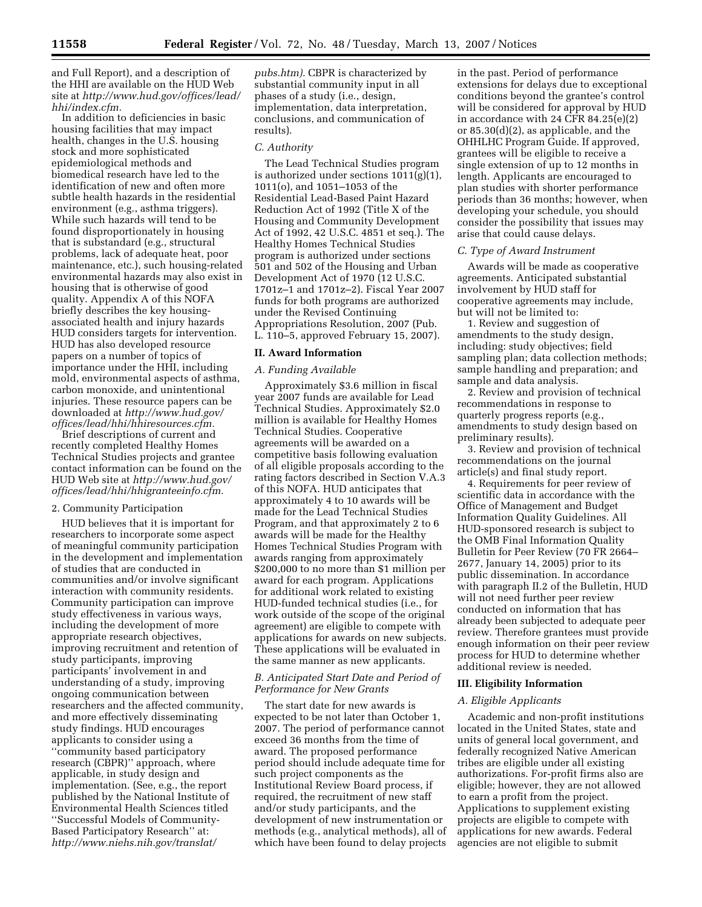and Full Report), and a description of the HHI are available on the HUD Web site at *http://www.hud.gov/offices/lead/hhi/index.cfm.*

In addition to deficiencies in basic housing facilities that may impact health, changes in the U.S. housing stock and more sophisticated epidemiological methods and biomedical research have led to the identification of new and often more subtle health hazards in the residential environment (e.g., asthma triggers). While such hazards will tend to be found disproportionately in housing that is substandard (e.g., structural problems, lack of adequate heat, poor maintenance, etc.), such housing-related environmental hazards may also exist in housing that is otherwise of good quality. Appendix A of this NOFA briefly describes the key housing-associated health and injury hazards HUD considers targets for intervention. HUD has also developed resource papers on a number of topics of importance under the HHI, including mold, environmental aspects of asthma, carbon monoxide, and unintentional injuries. These resource papers can be downloaded at *http://www.hud.gov/offices/lead/hhi/hhiresources.cfm.*

Brief descriptions of current and recently completed Healthy Homes Technical Studies projects and grantee contact information can be found on the HUD Web site at *http://www.hud.gov/offices/lead/hhi/hhigranteeinfo.cfm.*

2. Community Participation

HUD believes that it is important for researchers to incorporate some aspect of meaningful community participation in the development and implementation of studies that are conducted in communities and/or involve significant interaction with community residents. Community participation can improve study effectiveness in various ways, including the development of more appropriate research objectives, improving recruitment and retention of study participants, improving participants' involvement in and understanding of a study, improving ongoing communication between researchers and the affected community, and more effectively disseminating study findings. HUD encourages applicants to consider using a ''community based participatory research (CBPR)'' approach, where applicable, in study design and implementation. (See, e.g., the report published by the National Institute of Environmental Health Sciences titled ''Successful Models of Community-Based Participatory Research'' at: *http://www.niehs.nih.gov/translat/pubs.htm).* CBPR is characterized by substantial community input in all phases of a study (i.e., design, implementation, data interpretation, conclusions, and communication of results).

*C. Authority*

The Lead Technical Studies program is authorized under sections 1011(g)(1), 1011(o), and 1051–1053 of the Residential Lead-Based Paint Hazard Reduction Act of 1992 (Title X of the Housing and Community Development Act of 1992, 42 U.S.C. 4851 et seq.). The Healthy Homes Technical Studies program is authorized under sections 501 and 502 of the Housing and Urban Development Act of 1970 (12 U.S.C. 1701z–1 and 1701z–2). Fiscal Year 2007 funds for both programs are authorized under the Revised Continuing Appropriations Resolution, 2007 (Pub. L. 110–5, approved February 15, 2007).

## II. Award Information

*A. Funding Available*

Approximately $3.6 million in fiscal year 2007 funds are available for Lead Technical Studies. Approximately $2.0 million is available for Healthy Homes Technical Studies. Cooperative agreements will be awarded on a competitive basis following evaluation of all eligible proposals according to the rating factors described in Section V.A.3 of this NOFA. HUD anticipates that approximately 4 to 10 awards will be made for the Lead Technical Studies Program, and that approximately 2 to 6 awards will be made for the Healthy Homes Technical Studies Program with awards ranging from approximately $200,000 to no more than $1 million per award for each program. Applications for additional work related to existing HUD-funded technical studies (i.e., for work outside of the scope of the original agreement) are eligible to compete with applications for awards on new subjects. These applications will be evaluated in the same manner as new applicants.

*B. Anticipated Start Date and Period of Performance for New Grants*

The start date for new awards is expected to be not later than October 1, 2007. The period of performance cannot exceed 36 months from the time of award. The proposed performance period should include adequate time for such project components as the Institutional Review Board process, if required, the recruitment of new staff and/or study participants, and the development of new instrumentation or methods (e.g., analytical methods), all of which have been found to delay projects in the past. Period of performance extensions for delays due to exceptional conditions beyond the grantee's control will be considered for approval by HUD in accordance with 24 CFR 84.25(e)(2) or 85.30(d)(2), as applicable, and the OHHLHC Program Guide. If approved, grantees will be eligible to receive a single extension of up to 12 months in length. Applicants are encouraged to plan studies with shorter performance periods than 36 months; however, when developing your schedule, you should consider the possibility that issues may arise that could cause delays.

*C. Type of Award Instrument*

Awards will be made as cooperative agreements. Anticipated substantial involvement by HUD staff for cooperative agreements may include, but will not be limited to:

1. Review and suggestion of amendments to the study design, including: study objectives; field sampling plan; data collection methods; sample handling and preparation; and sample and data analysis.

2. Review and provision of technical recommendations in response to quarterly progress reports (e.g., amendments to study design based on preliminary results).

3. Review and provision of technical recommendations on the journal article(s) and final study report.

4. Requirements for peer review of scientific data in accordance with the Office of Management and Budget Information Quality Guidelines. All HUD-sponsored research is subject to the OMB Final Information Quality Bulletin for Peer Review (70 FR 2664–2677, January 14, 2005) prior to its public dissemination. In accordance with paragraph II.2 of the Bulletin, HUD will not need further peer review conducted on information that has already been subjected to adequate peer review. Therefore grantees must provide enough information on their peer review process for HUD to determine whether additional review is needed.

## III. Eligibility Information

*A. Eligible Applicants*

Academic and non-profit institutions located in the United States, state and units of general local government, and federally recognized Native American tribes are eligible under all existing authorizations. For-profit firms also are eligible; however, they are not allowed to earn a profit from the project. Applications to supplement existing projects are eligible to compete with applications for new awards. Federal agencies are not eligible to submit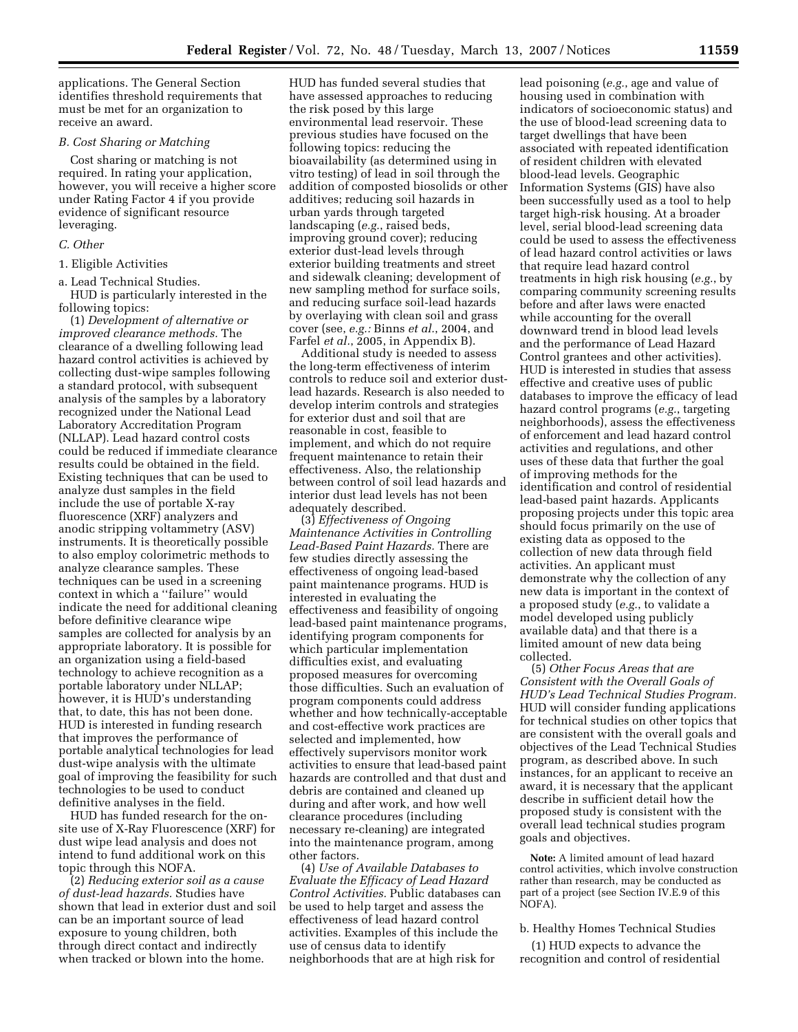applications. The General Section identifies threshold requirements that must be met for an organization to receive an award.

*B. Cost Sharing or Matching*

Cost sharing or matching is not required. In rating your application, however, you will receive a higher score under Rating Factor 4 if you provide evidence of significant resource leveraging.

*C. Other*

1. Eligible Activities

a. Lead Technical Studies.

HUD is particularly interested in the following topics:

(1) *Development of alternative or improved clearance methods.* The clearance of a dwelling following lead hazard control activities is achieved by collecting dust-wipe samples following a standard protocol, with subsequent analysis of the samples by a laboratory recognized under the National Lead Laboratory Accreditation Program (NLLAP). Lead hazard control costs could be reduced if immediate clearance results could be obtained in the field. Existing techniques that can be used to analyze dust samples in the field include the use of portable X-ray fluorescence (XRF) analyzers and anodic stripping voltammetry (ASV) instruments. It is theoretically possible to also employ colorimetric methods to analyze clearance samples. These techniques can be used in a screening context in which a ''failure'' would indicate the need for additional cleaning before definitive clearance wipe samples are collected for analysis by an appropriate laboratory. It is possible for an organization using a field-based technology to achieve recognition as a portable laboratory under NLLAP; however, it is HUD's understanding that, to date, this has not been done. HUD is interested in funding research that improves the performance of portable analytical technologies for lead dust-wipe analysis with the ultimate goal of improving the feasibility for such technologies to be used to conduct definitive analyses in the field.

HUD has funded research for the on-site use of X-Ray Fluorescence (XRF) for dust wipe lead analysis and does not intend to fund additional work on this topic through this NOFA.

(2) *Reducing exterior soil as a cause of dust-lead hazards.* Studies have shown that lead in exterior dust and soil can be an important source of lead exposure to young children, both through direct contact and indirectly when tracked or blown into the home. HUD has funded several studies that have assessed approaches to reducing the risk posed by this large environmental lead reservoir. These previous studies have focused on the following topics: reducing the bioavailability (as determined using in vitro testing) of lead in soil through the addition of composted biosolids or other additives; reducing soil hazards in urban yards through targeted landscaping (*e.g.*, raised beds, improving ground cover); reducing exterior dust-lead levels through exterior building treatments and street and sidewalk cleaning; development of new sampling method for surface soils, and reducing surface soil-lead hazards by overlaying with clean soil and grass cover (see, *e.g.:* Binns *et al.*, 2004, and Farfel *et al.*, 2005, in Appendix B).

Additional study is needed to assess the long-term effectiveness of interim controls to reduce soil and exterior dust-lead hazards. Research is also needed to develop interim controls and strategies for exterior dust and soil that are reasonable in cost, feasible to implement, and which do not require frequent maintenance to retain their effectiveness. Also, the relationship between control of soil lead hazards and interior dust lead levels has not been adequately described.

(3) *Effectiveness of Ongoing Maintenance Activities in Controlling Lead-Based Paint Hazards.* There are few studies directly assessing the effectiveness of ongoing lead-based paint maintenance programs. HUD is interested in evaluating the effectiveness and feasibility of ongoing lead-based paint maintenance programs, identifying program components for which particular implementation difficulties exist, and evaluating proposed measures for overcoming those difficulties. Such an evaluation of program components could address whether and how technically-acceptable and cost-effective work practices are selected and implemented, how effectively supervisors monitor work activities to ensure that lead-based paint hazards are controlled and that dust and debris are contained and cleaned up during and after work, and how well clearance procedures (including necessary re-cleaning) are integrated into the maintenance program, among other factors.

(4) *Use of Available Databases to Evaluate the Efficacy of Lead Hazard Control Activities.* Public databases can be used to help target and assess the effectiveness of lead hazard control activities. Examples of this include the use of census data to identify neighborhoods that are at high risk for lead poisoning (*e.g.*, age and value of housing used in combination with indicators of socioeconomic status) and the use of blood-lead screening data to target dwellings that have been associated with repeated identification of resident children with elevated blood-lead levels. Geographic Information Systems (GIS) have also been successfully used as a tool to help target high-risk housing. At a broader level, serial blood-lead screening data could be used to assess the effectiveness of lead hazard control activities or laws that require lead hazard control treatments in high risk housing (*e.g.*, by comparing community screening results before and after laws were enacted while accounting for the overall downward trend in blood lead levels and the performance of Lead Hazard Control grantees and other activities). HUD is interested in studies that assess effective and creative uses of public databases to improve the efficacy of lead hazard control programs (*e.g.*, targeting neighborhoods), assess the effectiveness of enforcement and lead hazard control activities and regulations, and other uses of these data that further the goal of improving methods for the identification and control of residential lead-based paint hazards. Applicants proposing projects under this topic area should focus primarily on the use of existing data as opposed to the collection of new data through field activities. An applicant must demonstrate why the collection of any new data is important in the context of a proposed study (*e.g.*, to validate a model developed using publicly available data) and that there is a limited amount of new data being collected.

(5) *Other Focus Areas that are Consistent with the Overall Goals of HUD's Lead Technical Studies Program.* HUD will consider funding applications for technical studies on other topics that are consistent with the overall goals and objectives of the Lead Technical Studies program, as described above. In such instances, for an applicant to receive an award, it is necessary that the applicant describe in sufficient detail how the proposed study is consistent with the overall lead technical studies program goals and objectives.

**Note:** A limited amount of lead hazard control activities, which involve construction rather than research, may be conducted as part of a project (see Section IV.E.9 of this NOFA).

b. Healthy Homes Technical Studies

(1) HUD expects to advance the recognition and control of residential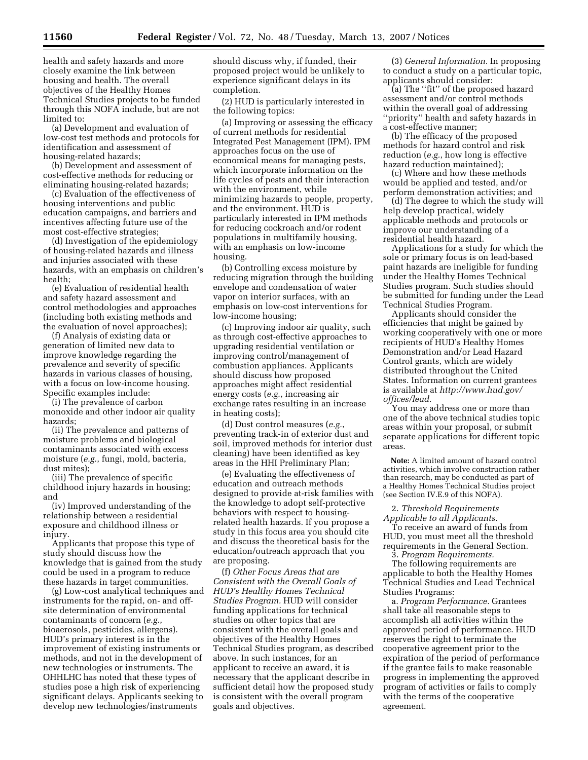health and safety hazards and more closely examine the link between housing and health. The overall objectives of the Healthy Homes Technical Studies projects to be funded through this NOFA include, but are not limited to:

(a) Development and evaluation of low-cost test methods and protocols for identification and assessment of housing-related hazards;

(b) Development and assessment of cost-effective methods for reducing or eliminating housing-related hazards;

(c) Evaluation of the effectiveness of housing interventions and public education campaigns, and barriers and incentives affecting future use of the most cost-effective strategies;

(d) Investigation of the epidemiology of housing-related hazards and illness and injuries associated with these hazards, with an emphasis on children's health;

(e) Evaluation of residential health and safety hazard assessment and control methodologies and approaches (including both existing methods and the evaluation of novel approaches);

(f) Analysis of existing data or generation of limited new data to improve knowledge regarding the prevalence and severity of specific hazards in various classes of housing, with a focus on low-income housing. Specific examples include:

(i) The prevalence of carbon monoxide and other indoor air quality hazards;

(ii) The prevalence and patterns of moisture problems and biological contaminants associated with excess moisture (*e.g.*, fungi, mold, bacteria, dust mites);

(iii) The prevalence of specific childhood injury hazards in housing; and

(iv) Improved understanding of the relationship between a residential exposure and childhood illness or injury.

Applicants that propose this type of study should discuss how the knowledge that is gained from the study could be used in a program to reduce these hazards in target communities.

(g) Low-cost analytical techniques and instruments for the rapid, on- and off-site determination of environmental contaminants of concern (*e.g.*, bioaerosols, pesticides, allergens). HUD's primary interest is in the improvement of existing instruments or methods, and not in the development of new technologies or instruments. The OHHLHC has noted that these types of studies pose a high risk of experiencing significant delays. Applicants seeking to develop new technologies/instruments should discuss why, if funded, their proposed project would be unlikely to experience significant delays in its completion.

(2) HUD is particularly interested in the following topics:

(a) Improving or assessing the efficacy of current methods for residential Integrated Pest Management (IPM). IPM approaches focus on the use of economical means for managing pests, which incorporate information on the life cycles of pests and their interaction with the environment, while minimizing hazards to people, property, and the environment. HUD is particularly interested in IPM methods for reducing cockroach and/or rodent populations in multifamily housing, with an emphasis on low-income housing.

(b) Controlling excess moisture by reducing migration through the building envelope and condensation of water vapor on interior surfaces, with an emphasis on low-cost interventions for low-income housing;

(c) Improving indoor air quality, such as through cost-effective approaches to upgrading residential ventilation or improving control/management of combustion appliances. Applicants should discuss how proposed approaches might affect residential energy costs (*e.g.*, increasing air exchange rates resulting in an increase in heating costs);

(d) Dust control measures (*e.g.*, preventing track-in of exterior dust and soil, improved methods for interior dust cleaning) have been identified as key areas in the HHI Preliminary Plan;

(e) Evaluating the effectiveness of education and outreach methods designed to provide at-risk families with the knowledge to adopt self-protective behaviors with respect to housing-related health hazards. If you propose a study in this focus area you should cite and discuss the theoretical basis for the education/outreach approach that you are proposing.

(f) *Other Focus Areas that are Consistent with the Overall Goals of HUD's Healthy Homes Technical Studies Program.* HUD will consider funding applications for technical studies on other topics that are consistent with the overall goals and objectives of the Healthy Homes Technical Studies program, as described above. In such instances, for an applicant to receive an award, it is necessary that the applicant describe in sufficient detail how the proposed study is consistent with the overall program goals and objectives.

(3) *General Information.* In proposing to conduct a study on a particular topic, applicants should consider:

(a) The "fit" of the proposed hazard assessment and/or control methods within the overall goal of addressing "priority" health and safety hazards in a cost-effective manner;

(b) The efficacy of the proposed methods for hazard control and risk reduction (*e.g.*, how long is effective hazard reduction maintained);

(c) Where and how these methods would be applied and tested, and/or perform demonstration activities; and

(d) The degree to which the study will help develop practical, widely applicable methods and protocols or improve our understanding of a residential health hazard.

Applications for a study for which the sole or primary focus is on lead-based paint hazards are ineligible for funding under the Healthy Homes Technical Studies program. Such studies should be submitted for funding under the Lead Technical Studies Program.

Applicants should consider the efficiencies that might be gained by working cooperatively with one or more recipients of HUD's Healthy Homes Demonstration and/or Lead Hazard Control grants, which are widely distributed throughout the United States. Information on current grantees is available at *http://www.hud.gov/offices/lead.*

You may address one or more than one of the above technical studies topic areas within your proposal, or submit separate applications for different topic areas.

**Note:** A limited amount of hazard control activities, which involve construction rather than research, may be conducted as part of a Healthy Homes Technical Studies project (see Section IV.E.9 of this NOFA).

2. *Threshold Requirements Applicable to all Applicants.*

To receive an award of funds from HUD, you must meet all the threshold requirements in the General Section.

3. *Program Requirements.*

The following requirements are applicable to both the Healthy Homes Technical Studies and Lead Technical Studies Programs:

a. *Program Performance.* Grantees shall take all reasonable steps to accomplish all activities within the approved period of performance. HUD reserves the right to terminate the cooperative agreement prior to the expiration of the period of performance if the grantee fails to make reasonable progress in implementing the approved program of activities or fails to comply with the terms of the cooperative agreement.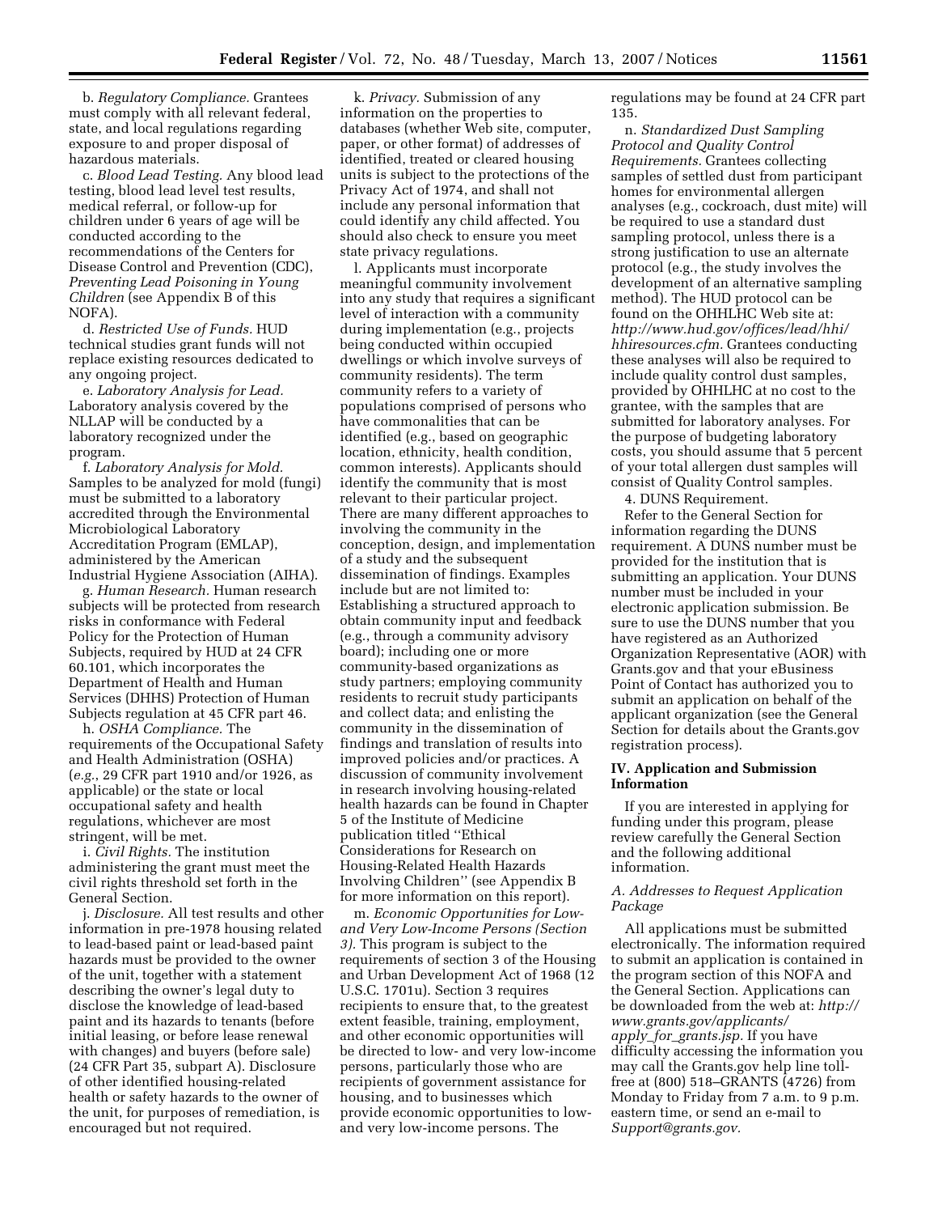b. *Regulatory Compliance.* Grantees must comply with all relevant federal, state, and local regulations regarding exposure to and proper disposal of hazardous materials.

c. *Blood Lead Testing.* Any blood lead testing, blood lead level test results, medical referral, or follow-up for children under 6 years of age will be conducted according to the recommendations of the Centers for Disease Control and Prevention (CDC), *Preventing Lead Poisoning in Young Children* (see Appendix B of this NOFA).

d. *Restricted Use of Funds.* HUD technical studies grant funds will not replace existing resources dedicated to any ongoing project.

e. *Laboratory Analysis for Lead.* Laboratory analysis covered by the NLLAP will be conducted by a laboratory recognized under the program.

f. *Laboratory Analysis for Mold.* Samples to be analyzed for mold (fungi) must be submitted to a laboratory accredited through the Environmental Microbiological Laboratory Accreditation Program (EMLAP), administered by the American Industrial Hygiene Association (AIHA).

g. *Human Research.* Human research subjects will be protected from research risks in conformance with Federal Policy for the Protection of Human Subjects, required by HUD at 24 CFR 60.101, which incorporates the Department of Health and Human Services (DHHS) Protection of Human Subjects regulation at 45 CFR part 46.

h. *OSHA Compliance.* The requirements of the Occupational Safety and Health Administration (OSHA) (*e.g.*, 29 CFR part 1910 and/or 1926, as applicable) or the state or local occupational safety and health regulations, whichever are most stringent, will be met.

i. *Civil Rights.* The institution administering the grant must meet the civil rights threshold set forth in the General Section.

j. *Disclosure.* All test results and other information in pre-1978 housing related to lead-based paint or lead-based paint hazards must be provided to the owner of the unit, together with a statement describing the owner's legal duty to disclose the knowledge of lead-based paint and its hazards to tenants (before initial leasing, or before lease renewal with changes) and buyers (before sale) (24 CFR Part 35, subpart A). Disclosure of other identified housing-related health or safety hazards to the owner of the unit, for purposes of remediation, is encouraged but not required.

k. *Privacy.* Submission of any information on the properties to databases (whether Web site, computer, paper, or other format) of addresses of identified, treated or cleared housing units is subject to the protections of the Privacy Act of 1974, and shall not include any personal information that could identify any child affected. You should also check to ensure you meet state privacy regulations.

l. Applicants must incorporate meaningful community involvement into any study that requires a significant level of interaction with a community during implementation (e.g., projects being conducted within occupied dwellings or which involve surveys of community residents). The term community refers to a variety of populations comprised of persons who have commonalities that can be identified (e.g., based on geographic location, ethnicity, health condition, common interests). Applicants should identify the community that is most relevant to their particular project. There are many different approaches to involving the community in the conception, design, and implementation of a study and the subsequent dissemination of findings. Examples include but are not limited to: Establishing a structured approach to obtain community input and feedback (e.g., through a community advisory board); including one or more community-based organizations as study partners; employing community residents to recruit study participants and collect data; and enlisting the community in the dissemination of findings and translation of results into improved policies and/or practices. A discussion of community involvement in research involving housing-related health hazards can be found in Chapter 5 of the Institute of Medicine publication titled ''Ethical Considerations for Research on Housing-Related Health Hazards Involving Children'' (see Appendix B for more information on this report).

m. *Economic Opportunities for Low- and Very Low-Income Persons (Section 3).* This program is subject to the requirements of section 3 of the Housing and Urban Development Act of 1968 (12 U.S.C. 1701u). Section 3 requires recipients to ensure that, to the greatest extent feasible, training, employment, and other economic opportunities will be directed to low- and very low-income persons, particularly those who are recipients of government assistance for housing, and to businesses which provide economic opportunities to low- and very low-income persons. The regulations may be found at 24 CFR part 135.

n. *Standardized Dust Sampling Protocol and Quality Control Requirements.* Grantees collecting samples of settled dust from participant homes for environmental allergen analyses (e.g., cockroach, dust mite) will be required to use a standard dust sampling protocol, unless there is a strong justification to use an alternate protocol (e.g., the study involves the development of an alternative sampling method). The HUD protocol can be found on the OHHLHC Web site at: *http://www.hud.gov/offices/lead/hhi/hhiresources.cfm.* Grantees conducting these analyses will also be required to include quality control dust samples, provided by OHHLHC at no cost to the grantee, with the samples that are submitted for laboratory analyses. For the purpose of budgeting laboratory costs, you should assume that 5 percent of your total allergen dust samples will consist of Quality Control samples.

4. DUNS Requirement.

Refer to the General Section for information regarding the DUNS requirement. A DUNS number must be provided for the institution that is submitting an application. Your DUNS number must be included in your electronic application submission. Be sure to use the DUNS number that you have registered as an Authorized Organization Representative (AOR) with Grants.gov and that your eBusiness Point of Contact has authorized you to submit an application on behalf of the applicant organization (see the General Section for details about the Grants.gov registration process).

## IV. Application and Submission Information

If you are interested in applying for funding under this program, please review carefully the General Section and the following additional information.

### *A. Addresses to Request Application Package*

All applications must be submitted electronically. The information required to submit an application is contained in the program section of this NOFA and the General Section. Applications can be downloaded from the web at: *http://www.grants.gov/applicants/apply_for_grants.jsp.* If you have difficulty accessing the information you may call the Grants.gov help line toll-free at (800) 518–GRANTS (4726) from Monday to Friday from 7 a.m. to 9 p.m. eastern time, or send an e-mail to *Support@grants.gov.*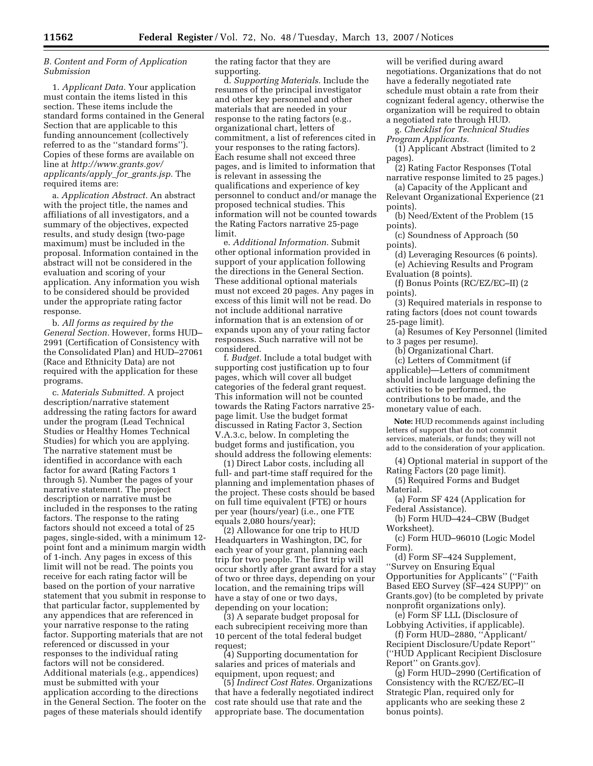### B. Content and Form of Application Submission

1. *Applicant Data.* Your application must contain the items listed in this section. These items include the standard forms contained in the General Section that are applicable to this funding announcement (collectively referred to as the "standard forms"). Copies of these forms are available on line at *http://www.grants.gov/applicants/apply_for_grants.jsp.* The required items are:

a. *Application Abstract.* An abstract with the project title, the names and affiliations of all investigators, and a summary of the objectives, expected results, and study design (two-page maximum) must be included in the proposal. Information contained in the abstract will not be considered in the evaluation and scoring of your application. Any information you wish to be considered should be provided under the appropriate rating factor response.

b. *All forms as required by the General Section.* However, forms HUD–2991 (Certification of Consistency with the Consolidated Plan) and HUD–27061 (Race and Ethnicity Data) are not required with the application for these programs.

c. *Materials Submitted.* A project description/narrative statement addressing the rating factors for award under the program (Lead Technical Studies or Healthy Homes Technical Studies) for which you are applying. The narrative statement must be identified in accordance with each factor for award (Rating Factors 1 through 5). Number the pages of your narrative statement. The project description or narrative must be included in the responses to the rating factors. The response to the rating factors should not exceed a total of 25 pages, single-sided, with a minimum 12-point font and a minimum margin width of 1-inch. Any pages in excess of this limit will not be read. The points you receive for each rating factor will be based on the portion of your narrative statement that you submit in response to that particular factor, supplemented by any appendices that are referenced in your narrative response to the rating factor. Supporting materials that are not referenced or discussed in your responses to the individual rating factors will not be considered. Additional materials (e.g., appendices) must be submitted with your application according to the directions in the General Section. The footer on the pages of these materials should identify the rating factor that they are supporting.

d. *Supporting Materials.* Include the resumes of the principal investigator and other key personnel and other materials that are needed in your response to the rating factors (e.g., organizational chart, letters of commitment, a list of references cited in your responses to the rating factors). Each resume shall not exceed three pages, and is limited to information that is relevant in assessing the qualifications and experience of key personnel to conduct and/or manage the proposed technical studies. This information will not be counted towards the Rating Factors narrative 25-page limit.

e. *Additional Information.* Submit other optional information provided in support of your application following the directions in the General Section. These additional optional materials must not exceed 20 pages. Any pages in excess of this limit will not be read. Do not include additional narrative information that is an extension of or expands upon any of your rating factor responses. Such narrative will not be considered.

f. *Budget.* Include a total budget with supporting cost justification up to four pages, which will cover all budget categories of the federal grant request. This information will not be counted towards the Rating Factors narrative 25-page limit. Use the budget format discussed in Rating Factor 3, Section V.A.3.c, below. In completing the budget forms and justification, you should address the following elements:

(1) Direct Labor costs, including all full- and part-time staff required for the planning and implementation phases of the project. These costs should be based on full time equivalent (FTE) or hours per year (hours/year) (i.e., one FTE equals 2,080 hours/year);

(2) Allowance for one trip to HUD Headquarters in Washington, DC, for each year of your grant, planning each trip for two people. The first trip will occur shortly after grant award for a stay of two or three days, depending on your location, and the remaining trips will have a stay of one or two days, depending on your location;

(3) A separate budget proposal for each subrecipient receiving more than 10 percent of the total federal budget request;

(4) Supporting documentation for salaries and prices of materials and equipment, upon request; and

(5) *Indirect Cost Rates.* Organizations that have a federally negotiated indirect cost rate should use that rate and the appropriate base. The documentation will be verified during award negotiations. Organizations that do not have a federally negotiated rate schedule must obtain a rate from their cognizant federal agency, otherwise the organization will be required to obtain a negotiated rate through HUD.

g. *Checklist for Technical Studies Program Applicants.*

(1) Applicant Abstract (limited to 2 pages).

(2) Rating Factor Responses (Total narrative response limited to 25 pages.)

(a) Capacity of the Applicant and Relevant Organizational Experience (21 points).

(b) Need/Extent of the Problem (15 points).

(c) Soundness of Approach (50 points).

(d) Leveraging Resources (6 points).

(e) Achieving Results and Program Evaluation (8 points).

(f) Bonus Points (RC/EZ/EC–II) (2 points).

(3) Required materials in response to rating factors (does not count towards 25-page limit).

(a) Resumes of Key Personnel (limited to 3 pages per resume).

(b) Organizational Chart.

(c) Letters of Commitment (if applicable)—Letters of commitment should include language defining the activities to be performed, the contributions to be made, and the monetary value of each.

**Note:** HUD recommends against including letters of support that do not commit services, materials, or funds; they will not add to the consideration of your application.

(4) Optional material in support of the Rating Factors (20 page limit).

(5) Required Forms and Budget Material.

(a) Form SF 424 (Application for Federal Assistance).

(b) Form HUD–424–CBW (Budget Worksheet).

(c) Form HUD–96010 (Logic Model Form).

(d) Form SF–424 Supplement, "Survey on Ensuring Equal Opportunities for Applicants" ("Faith Based EEO Survey (SF–424 SUPP)" on Grants.gov) (to be completed by private nonprofit organizations only).

(e) Form SF LLL (Disclosure of Lobbying Activities, if applicable).

(f) Form HUD–2880, "Applicant/Recipient Disclosure/Update Report" ("HUD Applicant Recipient Disclosure Report" on Grants.gov).

(g) Form HUD–2990 (Certification of Consistency with the RC/EZ/EC–II Strategic Plan, required only for applicants who are seeking these 2 bonus points).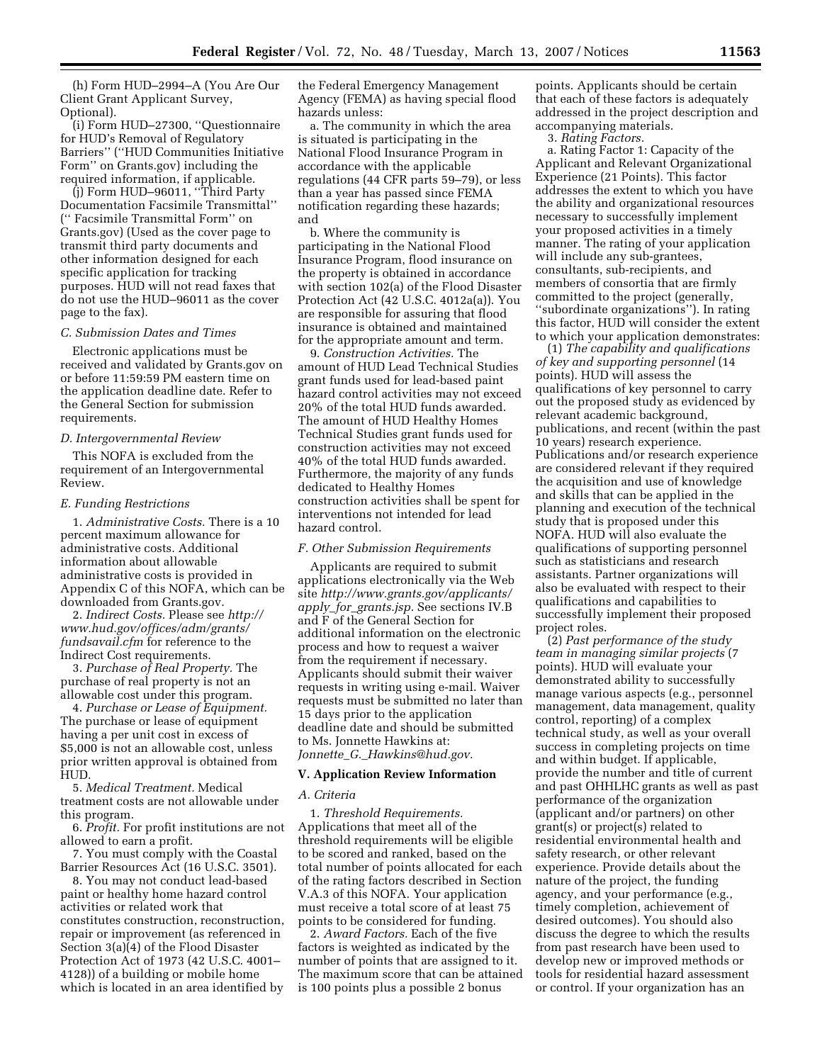(h) Form HUD–2994–A (You Are Our Client Grant Applicant Survey, Optional).

(i) Form HUD–27300, ''Questionnaire for HUD's Removal of Regulatory Barriers'' (''HUD Communities Initiative Form'' on Grants.gov) including the required information, if applicable.

(j) Form HUD–96011, ''Third Party Documentation Facsimile Transmittal'' ('' Facsimile Transmittal Form'' on Grants.gov) (Used as the cover page to transmit third party documents and other information designed for each specific application for tracking purposes. HUD will not read faxes that do not use the HUD–96011 as the cover page to the fax).

### C. Submission Dates and Times

Electronic applications must be received and validated by Grants.gov on or before 11:59:59 PM eastern time on the application deadline date. Refer to the General Section for submission requirements.

### D. Intergovernmental Review

This NOFA is excluded from the requirement of an Intergovernmental Review.

### E. Funding Restrictions

1. *Administrative Costs.* There is a 10 percent maximum allowance for administrative costs. Additional information about allowable administrative costs is provided in Appendix C of this NOFA, which can be downloaded from Grants.gov.

2. *Indirect Costs.* Please see *http://www.hud.gov/offices/adm/grants/fundsavail.cfm* for reference to the Indirect Cost requirements.

3. *Purchase of Real Property.* The purchase of real property is not an allowable cost under this program.

4. *Purchase or Lease of Equipment.* The purchase or lease of equipment having a per unit cost in excess of $5,000 is not an allowable cost, unless prior written approval is obtained from HUD.

5. *Medical Treatment.* Medical treatment costs are not allowable under this program.

6. *Profit.* For profit institutions are not allowed to earn a profit.

7. You must comply with the Coastal Barrier Resources Act (16 U.S.C. 3501).

8. You may not conduct lead-based paint or healthy home hazard control activities or related work that constitutes construction, reconstruction, repair or improvement (as referenced in Section 3(a)(4) of the Flood Disaster Protection Act of 1973 (42 U.S.C. 4001–4128)) of a building or mobile home which is located in an area identified by the Federal Emergency Management Agency (FEMA) as having special flood hazards unless:

a. The community in which the area is situated is participating in the National Flood Insurance Program in accordance with the applicable regulations (44 CFR parts 59–79), or less than a year has passed since FEMA notification regarding these hazards; and

b. Where the community is participating in the National Flood Insurance Program, flood insurance on the property is obtained in accordance with section 102(a) of the Flood Disaster Protection Act (42 U.S.C. 4012a(a)). You are responsible for assuring that flood insurance is obtained and maintained for the appropriate amount and term.

9. *Construction Activities.* The amount of HUD Lead Technical Studies grant funds used for lead-based paint hazard control activities may not exceed 20% of the total HUD funds awarded. The amount of HUD Healthy Homes Technical Studies grant funds used for construction activities may not exceed 40% of the total HUD funds awarded. Furthermore, the majority of any funds dedicated to Healthy Homes construction activities shall be spent for interventions not intended for lead hazard control.

### F. Other Submission Requirements

Applicants are required to submit applications electronically via the Web site *http://www.grants.gov/applicants/apply_for_grants.jsp.* See sections IV.B and F of the General Section for additional information on the electronic process and how to request a waiver from the requirement if necessary. Applicants should submit their waiver requests in writing using e-mail. Waiver requests must be submitted no later than 15 days prior to the application deadline date and should be submitted to Ms. Jonnette Hawkins at: *Jonnette_G._Hawkins@hud.gov.*

## V. Application Review Information

### A. Criteria

1. *Threshold Requirements.* Applications that meet all of the threshold requirements will be eligible to be scored and ranked, based on the total number of points allocated for each of the rating factors described in Section V.A.3 of this NOFA. Your application must receive a total score of at least 75 points to be considered for funding.

2. *Award Factors.* Each of the five factors is weighted as indicated by the number of points that are assigned to it. The maximum score that can be attained is 100 points plus a possible 2 bonus points. Applicants should be certain that each of these factors is adequately addressed in the project description and accompanying materials.

3. *Rating Factors.*

a. Rating Factor 1: Capacity of the Applicant and Relevant Organizational Experience (21 Points). This factor addresses the extent to which you have the ability and organizational resources necessary to successfully implement your proposed activities in a timely manner. The rating of your application will include any sub-grantees, consultants, sub-recipients, and members of consortia that are firmly committed to the project (generally, ''subordinate organizations''). In rating this factor, HUD will consider the extent to which your application demonstrates:

(1) *The capability and qualifications of key and supporting personnel* (14 points). HUD will assess the qualifications of key personnel to carry out the proposed study as evidenced by relevant academic background, publications, and recent (within the past 10 years) research experience. Publications and/or research experience are considered relevant if they required the acquisition and use of knowledge and skills that can be applied in the planning and execution of the technical study that is proposed under this NOFA. HUD will also evaluate the qualifications of supporting personnel such as statisticians and research assistants. Partner organizations will also be evaluated with respect to their qualifications and capabilities to successfully implement their proposed project roles.

(2) *Past performance of the study team in managing similar projects* (7 points). HUD will evaluate your demonstrated ability to successfully manage various aspects (e.g., personnel management, data management, quality control, reporting) of a complex technical study, as well as your overall success in completing projects on time and within budget. If applicable, provide the number and title of current and past OHHLHC grants as well as past performance of the organization (applicant and/or partners) on other grant(s) or project(s) related to residential environmental health and safety research, or other relevant experience. Provide details about the nature of the project, the funding agency, and your performance (e.g., timely completion, achievement of desired outcomes). You should also discuss the degree to which the results from past research have been used to develop new or improved methods or tools for residential hazard assessment or control. If your organization has an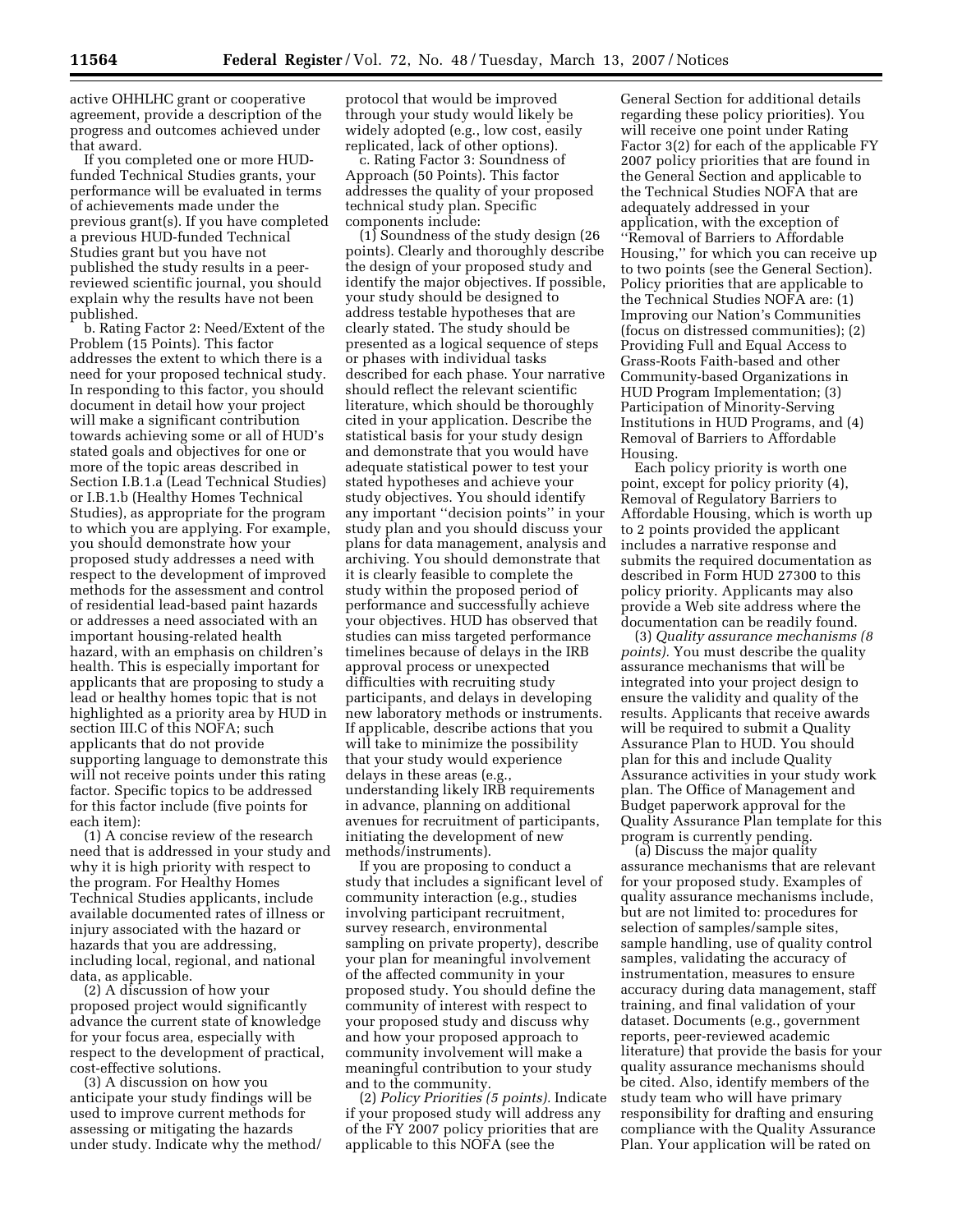active OHHLHC grant or cooperative agreement, provide a description of the progress and outcomes achieved under that award.

If you completed one or more HUD-funded Technical Studies grants, your performance will be evaluated in terms of achievements made under the previous grant(s). If you have completed a previous HUD-funded Technical Studies grant but you have not published the study results in a peer-reviewed scientific journal, you should explain why the results have not been published.

b. Rating Factor 2: Need/Extent of the Problem (15 Points). This factor addresses the extent to which there is a need for your proposed technical study. In responding to this factor, you should document in detail how your project will make a significant contribution towards achieving some or all of HUD's stated goals and objectives for one or more of the topic areas described in Section I.B.1.a (Lead Technical Studies) or I.B.1.b (Healthy Homes Technical Studies), as appropriate for the program to which you are applying. For example, you should demonstrate how your proposed study addresses a need with respect to the development of improved methods for the assessment and control of residential lead-based paint hazards or addresses a need associated with an important housing-related health hazard, with an emphasis on children's health. This is especially important for applicants that are proposing to study a lead or healthy homes topic that is not highlighted as a priority area by HUD in section III.C of this NOFA; such applicants that do not provide supporting language to demonstrate this will not receive points under this rating factor. Specific topics to be addressed for this factor include (five points for each item):

(1) A concise review of the research need that is addressed in your study and why it is high priority with respect to the program. For Healthy Homes Technical Studies applicants, include available documented rates of illness or injury associated with the hazard or hazards that you are addressing, including local, regional, and national data, as applicable.

(2) A discussion of how your proposed project would significantly advance the current state of knowledge for your focus area, especially with respect to the development of practical, cost-effective solutions.

(3) A discussion on how you anticipate your study findings will be used to improve current methods for assessing or mitigating the hazards under study. Indicate why the method/protocol that would be improved through your study would likely be widely adopted (e.g., low cost, easily replicated, lack of other options).

c. Rating Factor 3: Soundness of Approach (50 Points). This factor addresses the quality of your proposed technical study plan. Specific components include:

(1) Soundness of the study design (26 points). Clearly and thoroughly describe the design of your proposed study and identify the major objectives. If possible, your study should be designed to address testable hypotheses that are clearly stated. The study should be presented as a logical sequence of steps or phases with individual tasks described for each phase. Your narrative should reflect the relevant scientific literature, which should be thoroughly cited in your application. Describe the statistical basis for your study design and demonstrate that you would have adequate statistical power to test your stated hypotheses and achieve your study objectives. You should identify any important "decision points" in your study plan and you should discuss your plans for data management, analysis and archiving. You should demonstrate that it is clearly feasible to complete the study within the proposed period of performance and successfully achieve your objectives. HUD has observed that studies can miss targeted performance timelines because of delays in the IRB approval process or unexpected difficulties with recruiting study participants, and delays in developing new laboratory methods or instruments. If applicable, describe actions that you will take to minimize the possibility that your study would experience delays in these areas (e.g., understanding likely IRB requirements in advance, planning on additional avenues for recruitment of participants, initiating the development of new methods/instruments).

If you are proposing to conduct a study that includes a significant level of community interaction (e.g., studies involving participant recruitment, survey research, environmental sampling on private property), describe your plan for meaningful involvement of the affected community in your proposed study. You should define the community of interest with respect to your proposed study and discuss why and how your proposed approach to community involvement will make a meaningful contribution to your study and to the community.

(2) *Policy Priorities (5 points).* Indicate if your proposed study will address any of the FY 2007 policy priorities that are applicable to this NOFA (see the General Section for additional details regarding these policy priorities). You will receive one point under Rating Factor 3(2) for each of the applicable FY 2007 policy priorities that are found in the General Section and applicable to the Technical Studies NOFA that are adequately addressed in your application, with the exception of "Removal of Barriers to Affordable Housing," for which you can receive up to two points (see the General Section). Policy priorities that are applicable to the Technical Studies NOFA are: (1) Improving our Nation's Communities (focus on distressed communities); (2) Providing Full and Equal Access to Grass-Roots Faith-based and other Community-based Organizations in HUD Program Implementation; (3) Participation of Minority-Serving Institutions in HUD Programs, and (4) Removal of Barriers to Affordable Housing.

Each policy priority is worth one point, except for policy priority (4), Removal of Regulatory Barriers to Affordable Housing, which is worth up to 2 points provided the applicant includes a narrative response and submits the required documentation as described in Form HUD 27300 to this policy priority. Applicants may also provide a Web site address where the documentation can be readily found.

(3) *Quality assurance mechanisms (8 points).* You must describe the quality assurance mechanisms that will be integrated into your project design to ensure the validity and quality of the results. Applicants that receive awards will be required to submit a Quality Assurance Plan to HUD. You should plan for this and include Quality Assurance activities in your study work plan. The Office of Management and Budget paperwork approval for the Quality Assurance Plan template for this program is currently pending.

(a) Discuss the major quality assurance mechanisms that are relevant for your proposed study. Examples of quality assurance mechanisms include, but are not limited to: procedures for selection of samples/sample sites, sample handling, use of quality control samples, validating the accuracy of instrumentation, measures to ensure accuracy during data management, staff training, and final validation of your dataset. Documents (e.g., government reports, peer-reviewed academic literature) that provide the basis for your quality assurance mechanisms should be cited. Also, identify members of the study team who will have primary responsibility for drafting and ensuring compliance with the Quality Assurance Plan. Your application will be rated on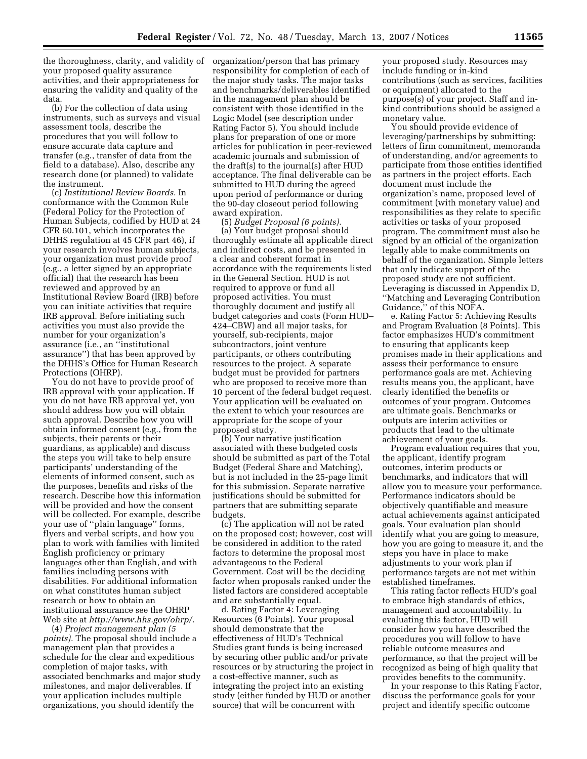the thoroughness, clarity, and validity of your proposed quality assurance activities, and their appropriateness for ensuring the validity and quality of the data.

(b) For the collection of data using instruments, such as surveys and visual assessment tools, describe the procedures that you will follow to ensure accurate data capture and transfer (e.g., transfer of data from the field to a database). Also, describe any research done (or planned) to validate the instrument.

(c) *Institutional Review Boards.* In conformance with the Common Rule (Federal Policy for the Protection of Human Subjects, codified by HUD at 24 CFR 60.101, which incorporates the DHHS regulation at 45 CFR part 46), if your research involves human subjects, your organization must provide proof (e.g., a letter signed by an appropriate official) that the research has been reviewed and approved by an Institutional Review Board (IRB) before you can initiate activities that require IRB approval. Before initiating such activities you must also provide the number for your organization's assurance (i.e., an "institutional assurance") that has been approved by the DHHS's Office for Human Research Protections (OHRP).

You do not have to provide proof of IRB approval with your application. If you do not have IRB approval yet, you should address how you will obtain such approval. Describe how you will obtain informed consent (e.g., from the subjects, their parents or their guardians, as applicable) and discuss the steps you will take to help ensure participants' understanding of the elements of informed consent, such as the purposes, benefits and risks of the research. Describe how this information will be provided and how the consent will be collected. For example, describe your use of "plain language" forms, flyers and verbal scripts, and how you plan to work with families with limited English proficiency or primary languages other than English, and with families including persons with disabilities. For additional information on what constitutes human subject research or how to obtain an institutional assurance see the OHRP Web site at *http://www.hhs.gov/ohrp/*.

(4) *Project management plan (5 points).* The proposal should include a management plan that provides a schedule for the clear and expeditious completion of major tasks, with associated benchmarks and major study milestones, and major deliverables. If your application includes multiple organizations, you should identify the organization/person that has primary responsibility for completion of each of the major study tasks. The major tasks and benchmarks/deliverables identified in the management plan should be consistent with those identified in the Logic Model (see description under Rating Factor 5). You should include plans for preparation of one or more articles for publication in peer-reviewed academic journals and submission of the draft(s) to the journal(s) after HUD acceptance. The final deliverable can be submitted to HUD during the agreed upon period of performance or during the 90-day closeout period following award expiration.

(5) *Budget Proposal (6 points).*

(a) Your budget proposal should thoroughly estimate all applicable direct and indirect costs, and be presented in a clear and coherent format in accordance with the requirements listed in the General Section. HUD is not required to approve or fund all proposed activities. You must thoroughly document and justify all budget categories and costs (Form HUD–424–CBW) and all major tasks, for yourself, sub-recipients, major subcontractors, joint venture participants, or others contributing resources to the project. A separate budget must be provided for partners who are proposed to receive more than 10 percent of the federal budget request. Your application will be evaluated on the extent to which your resources are appropriate for the scope of your proposed study.

(b) Your narrative justification associated with these budgeted costs should be submitted as part of the Total Budget (Federal Share and Matching), but is not included in the 25-page limit for this submission. Separate narrative justifications should be submitted for partners that are submitting separate budgets.

(c) The application will not be rated on the proposed cost; however, cost will be considered in addition to the rated factors to determine the proposal most advantageous to the Federal Government. Cost will be the deciding factor when proposals ranked under the listed factors are considered acceptable and are substantially equal.

d. Rating Factor 4: Leveraging Resources (6 Points). Your proposal should demonstrate that the effectiveness of HUD's Technical Studies grant funds is being increased by securing other public and/or private resources or by structuring the project in a cost-effective manner, such as integrating the project into an existing study (either funded by HUD or another source) that will be concurrent with your proposed study. Resources may include funding or in-kind contributions (such as services, facilities or equipment) allocated to the purpose(s) of your project. Staff and in-kind contributions should be assigned a monetary value.

You should provide evidence of leveraging/partnerships by submitting: letters of firm commitment, memoranda of understanding, and/or agreements to participate from those entities identified as partners in the project efforts. Each document must include the organization's name, proposed level of commitment (with monetary value) and responsibilities as they relate to specific activities or tasks of your proposed program. The commitment must also be signed by an official of the organization legally able to make commitments on behalf of the organization. Simple letters that only indicate support of the proposed study are not sufficient. Leveraging is discussed in Appendix D, "Matching and Leveraging Contribution Guidance," of this NOFA.

e. Rating Factor 5: Achieving Results and Program Evaluation (8 Points). This factor emphasizes HUD's commitment to ensuring that applicants keep promises made in their applications and assess their performance to ensure performance goals are met. Achieving results means you, the applicant, have clearly identified the benefits or outcomes of your program. Outcomes are ultimate goals. Benchmarks or outputs are interim activities or products that lead to the ultimate achievement of your goals.

Program evaluation requires that you, the applicant, identify program outcomes, interim products or benchmarks, and indicators that will allow you to measure your performance. Performance indicators should be objectively quantifiable and measure actual achievements against anticipated goals. Your evaluation plan should identify what you are going to measure, how you are going to measure it, and the steps you have in place to make adjustments to your work plan if performance targets are not met within established timeframes.

This rating factor reflects HUD's goal to embrace high standards of ethics, management and accountability. In evaluating this factor, HUD will consider how you have described the procedures you will follow to have reliable outcome measures and performance, so that the project will be recognized as being of high quality that provides benefits to the community.

In your response to this Rating Factor, discuss the performance goals for your project and identify specific outcome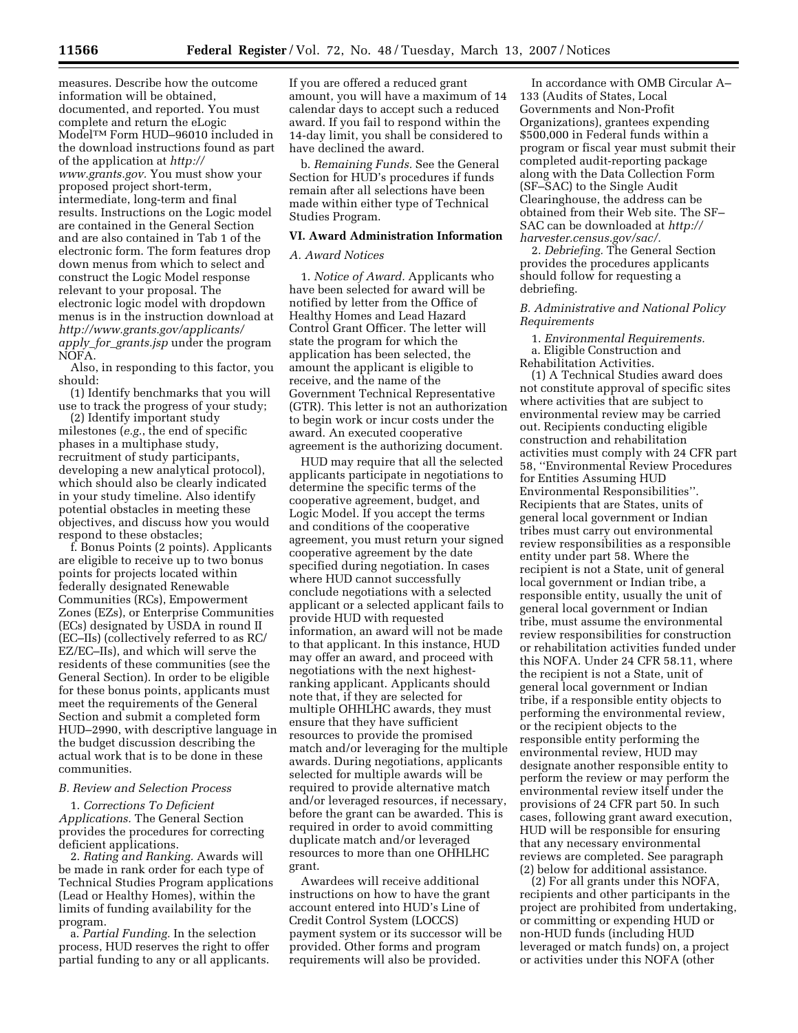measures. Describe how the outcome information will be obtained, documented, and reported. You must complete and return the eLogic Model™ Form HUD–96010 included in the download instructions found as part of the application at *http://www.grants.gov.* You must show your proposed project short-term, intermediate, long-term and final results. Instructions on the Logic model are contained in the General Section and are also contained in Tab 1 of the electronic form. The form features drop down menus from which to select and construct the Logic Model response relevant to your proposal. The electronic logic model with dropdown menus is in the instruction download at *http://www.grants.gov/applicants/apply_for_grants.jsp* under the program NOFA.

Also, in responding to this factor, you should:

(1) Identify benchmarks that you will use to track the progress of your study;

(2) Identify important study milestones (*e.g.*, the end of specific phases in a multiphase study, recruitment of study participants, developing a new analytical protocol), which should also be clearly indicated in your study timeline. Also identify potential obstacles in meeting these objectives, and discuss how you would respond to these obstacles;

f. Bonus Points (2 points). Applicants are eligible to receive up to two bonus points for projects located within federally designated Renewable Communities (RCs), Empowerment Zones (EZs), or Enterprise Communities (ECs) designated by USDA in round II (EC–IIs) (collectively referred to as RC/EZ/EC–IIs), and which will serve the residents of these communities (see the General Section). In order to be eligible for these bonus points, applicants must meet the requirements of the General Section and submit a completed form HUD–2990, with descriptive language in the budget discussion describing the actual work that is to be done in these communities.

*B. Review and Selection Process*

1. *Corrections To Deficient Applications.* The General Section provides the procedures for correcting deficient applications.

2. *Rating and Ranking.* Awards will be made in rank order for each type of Technical Studies Program applications (Lead or Healthy Homes), within the limits of funding availability for the program.

a. *Partial Funding.* In the selection process, HUD reserves the right to offer partial funding to any or all applicants. If you are offered a reduced grant amount, you will have a maximum of 14 calendar days to accept such a reduced award. If you fail to respond within the 14-day limit, you shall be considered to have declined the award.

b. *Remaining Funds.* See the General Section for HUD's procedures if funds remain after all selections have been made within either type of Technical Studies Program.

**VI. Award Administration Information**

*A. Award Notices*

1. *Notice of Award.* Applicants who have been selected for award will be notified by letter from the Office of Healthy Homes and Lead Hazard Control Grant Officer. The letter will state the program for which the application has been selected, the amount the applicant is eligible to receive, and the name of the Government Technical Representative (GTR). This letter is not an authorization to begin work or incur costs under the award. An executed cooperative agreement is the authorizing document.

HUD may require that all the selected applicants participate in negotiations to determine the specific terms of the cooperative agreement, budget, and Logic Model. If you accept the terms and conditions of the cooperative agreement, you must return your signed cooperative agreement by the date specified during negotiation. In cases where HUD cannot successfully conclude negotiations with a selected applicant or a selected applicant fails to provide HUD with requested information, an award will not be made to that applicant. In this instance, HUD may offer an award, and proceed with negotiations with the next highest-ranking applicant. Applicants should note that, if they are selected for multiple OHHLHC awards, they must ensure that they have sufficient resources to provide the promised match and/or leveraging for the multiple awards. During negotiations, applicants selected for multiple awards will be required to provide alternative match and/or leveraged resources, if necessary, before the grant can be awarded. This is required in order to avoid committing duplicate match and/or leveraged resources to more than one OHHLHC grant.

Awardees will receive additional instructions on how to have the grant account entered into HUD's Line of Credit Control System (LOCCS) payment system or its successor will be provided. Other forms and program requirements will also be provided.

In accordance with OMB Circular A–133 (Audits of States, Local Governments and Non-Profit Organizations), grantees expending $500,000 in Federal funds within a program or fiscal year must submit their completed audit-reporting package along with the Data Collection Form (SF–SAC) to the Single Audit Clearinghouse, the address can be obtained from their Web site. The SF–SAC can be downloaded at *http://harvester.census.gov/sac/.*

2. *Debriefing.* The General Section provides the procedures applicants should follow for requesting a debriefing.

*B. Administrative and National Policy Requirements*

1. *Environmental Requirements.*

a. Eligible Construction and Rehabilitation Activities.

(1) A Technical Studies award does not constitute approval of specific sites where activities that are subject to environmental review may be carried out. Recipients conducting eligible construction and rehabilitation activities must comply with 24 CFR part 58, ''Environmental Review Procedures for Entities Assuming HUD Environmental Responsibilities''. Recipients that are States, units of general local government or Indian tribes must carry out environmental review responsibilities as a responsible entity under part 58. Where the recipient is not a State, unit of general local government or Indian tribe, a responsible entity, usually the unit of general local government or Indian tribe, must assume the environmental review responsibilities for construction or rehabilitation activities funded under this NOFA. Under 24 CFR 58.11, where the recipient is not a State, unit of general local government or Indian tribe, if a responsible entity objects to performing the environmental review, or the recipient objects to the responsible entity performing the environmental review, HUD may designate another responsible entity to perform the review or may perform the environmental review itself under the provisions of 24 CFR part 50. In such cases, following grant award execution, HUD will be responsible for ensuring that any necessary environmental reviews are completed. See paragraph (2) below for additional assistance.

(2) For all grants under this NOFA, recipients and other participants in the project are prohibited from undertaking, or committing or expending HUD or non-HUD funds (including HUD leveraged or match funds) on, a project or activities under this NOFA (other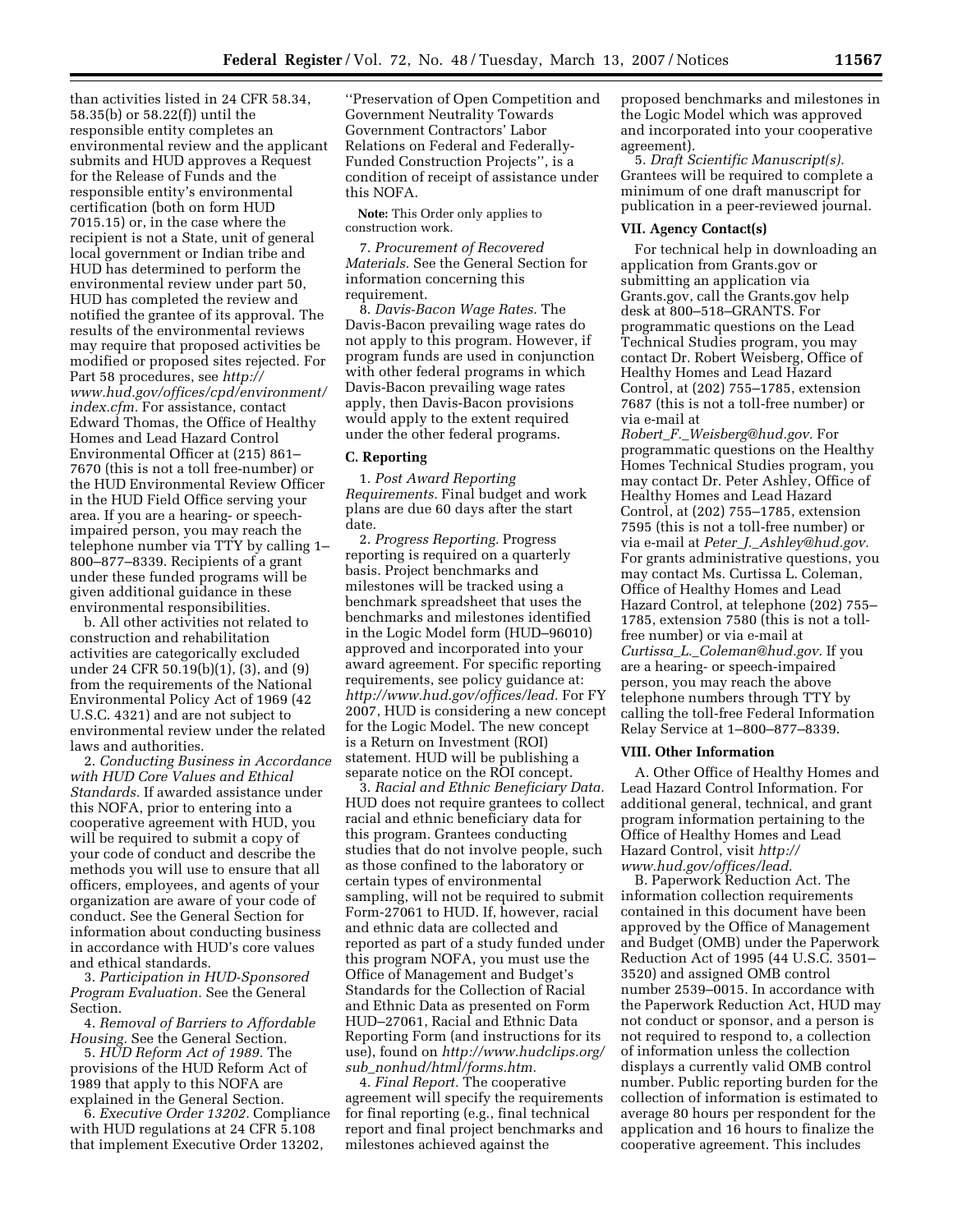than activities listed in 24 CFR 58.34, 58.35(b) or 58.22(f)) until the responsible entity completes an environmental review and the applicant submits and HUD approves a Request for the Release of Funds and the responsible entity's environmental certification (both on form HUD 7015.15) or, in the case where the recipient is not a State, unit of general local government or Indian tribe and HUD has determined to perform the environmental review under part 50, HUD has completed the review and notified the grantee of its approval. The results of the environmental reviews may require that proposed activities be modified or proposed sites rejected. For Part 58 procedures, see *http://www.hud.gov/offices/cpd/environment/index.cfm.* For assistance, contact Edward Thomas, the Office of Healthy Homes and Lead Hazard Control Environmental Officer at (215) 861–7670 (this is not a toll free-number) or the HUD Environmental Review Officer in the HUD Field Office serving your area. If you are a hearing- or speech-impaired person, you may reach the telephone number via TTY by calling 1–800–877–8339. Recipients of a grant under these funded programs will be given additional guidance in these environmental responsibilities.

b. All other activities not related to construction and rehabilitation activities are categorically excluded under 24 CFR 50.19(b)(1), (3), and (9) from the requirements of the National Environmental Policy Act of 1969 (42 U.S.C. 4321) and are not subject to environmental review under the related laws and authorities.

2. *Conducting Business in Accordance with HUD Core Values and Ethical Standards.* If awarded assistance under this NOFA, prior to entering into a cooperative agreement with HUD, you will be required to submit a copy of your code of conduct and describe the methods you will use to ensure that all officers, employees, and agents of your organization are aware of your code of conduct. See the General Section for information about conducting business in accordance with HUD's core values and ethical standards.

3. *Participation in HUD-Sponsored Program Evaluation.* See the General Section.

4. *Removal of Barriers to Affordable Housing.* See the General Section.

5. *HUD Reform Act of 1989.* The provisions of the HUD Reform Act of 1989 that apply to this NOFA are explained in the General Section.

6. *Executive Order 13202.* Compliance with HUD regulations at 24 CFR 5.108 that implement Executive Order 13202, ''Preservation of Open Competition and Government Neutrality Towards Government Contractors' Labor Relations on Federal and Federally-Funded Construction Projects'', is a condition of receipt of assistance under this NOFA.

**Note:** This Order only applies to construction work.

7. *Procurement of Recovered Materials.* See the General Section for information concerning this requirement.

8. *Davis-Bacon Wage Rates.* The Davis-Bacon prevailing wage rates do not apply to this program. However, if program funds are used in conjunction with other federal programs in which Davis-Bacon prevailing wage rates apply, then Davis-Bacon provisions would apply to the extent required under the other federal programs.

### C. Reporting

1. *Post Award Reporting Requirements.* Final budget and work plans are due 60 days after the start date.

2. *Progress Reporting.* Progress reporting is required on a quarterly basis. Project benchmarks and milestones will be tracked using a benchmark spreadsheet that uses the benchmarks and milestones identified in the Logic Model form (HUD–96010) approved and incorporated into your award agreement. For specific reporting requirements, see policy guidance at: *http://www.hud.gov/offices/lead.* For FY 2007, HUD is considering a new concept for the Logic Model. The new concept is a Return on Investment (ROI) statement. HUD will be publishing a separate notice on the ROI concept.

3. *Racial and Ethnic Beneficiary Data.* HUD does not require grantees to collect racial and ethnic beneficiary data for this program. Grantees conducting studies that do not involve people, such as those confined to the laboratory or certain types of environmental sampling, will not be required to submit Form-27061 to HUD. If, however, racial and ethnic data are collected and reported as part of a study funded under this program NOFA, you must use the Office of Management and Budget's Standards for the Collection of Racial and Ethnic Data as presented on Form HUD–27061, Racial and Ethnic Data Reporting Form (and instructions for its use), found on *http://www.hudclips.org/sub_nonhud/html/forms.htm.*

4. *Final Report.* The cooperative agreement will specify the requirements for final reporting (e.g., final technical report and final project benchmarks and milestones achieved against the proposed benchmarks and milestones in the Logic Model which was approved and incorporated into your cooperative agreement).

5. *Draft Scientific Manuscript(s).* Grantees will be required to complete a minimum of one draft manuscript for publication in a peer-reviewed journal.

## VII. Agency Contact(s)

For technical help in downloading an application from Grants.gov or submitting an application via Grants.gov, call the Grants.gov help desk at 800–518–GRANTS. For programmatic questions on the Lead Technical Studies program, you may contact Dr. Robert Weisberg, Office of Healthy Homes and Lead Hazard Control, at (202) 755–1785, extension 7687 (this is not a toll-free number) or via e-mail at *Robert_F._Weisberg@hud.gov.* For programmatic questions on the Healthy Homes Technical Studies program, you may contact Dr. Peter Ashley, Office of Healthy Homes and Lead Hazard Control, at (202) 755–1785, extension 7595 (this is not a toll-free number) or via e-mail at *Peter_J._Ashley@hud.gov.* For grants administrative questions, you may contact Ms. Curtissa L. Coleman, Office of Healthy Homes and Lead Hazard Control, at telephone (202) 755–1785, extension 7580 (this is not a toll-free number) or via e-mail at *Curtissa_L._Coleman@hud.gov.* If you are a hearing- or speech-impaired person, you may reach the above telephone numbers through TTY by calling the toll-free Federal Information Relay Service at 1–800–877–8339.

## VIII. Other Information

A. Other Office of Healthy Homes and Lead Hazard Control Information. For additional general, technical, and grant program information pertaining to the Office of Healthy Homes and Lead Hazard Control, visit *http://www.hud.gov/offices/lead.*

B. Paperwork Reduction Act. The information collection requirements contained in this document have been approved by the Office of Management and Budget (OMB) under the Paperwork Reduction Act of 1995 (44 U.S.C. 3501–3520) and assigned OMB control number 2539–0015. In accordance with the Paperwork Reduction Act, HUD may not conduct or sponsor, and a person is not required to respond to, a collection of information unless the collection displays a currently valid OMB control number. Public reporting burden for the collection of information is estimated to average 80 hours per respondent for the application and 16 hours to finalize the cooperative agreement. This includes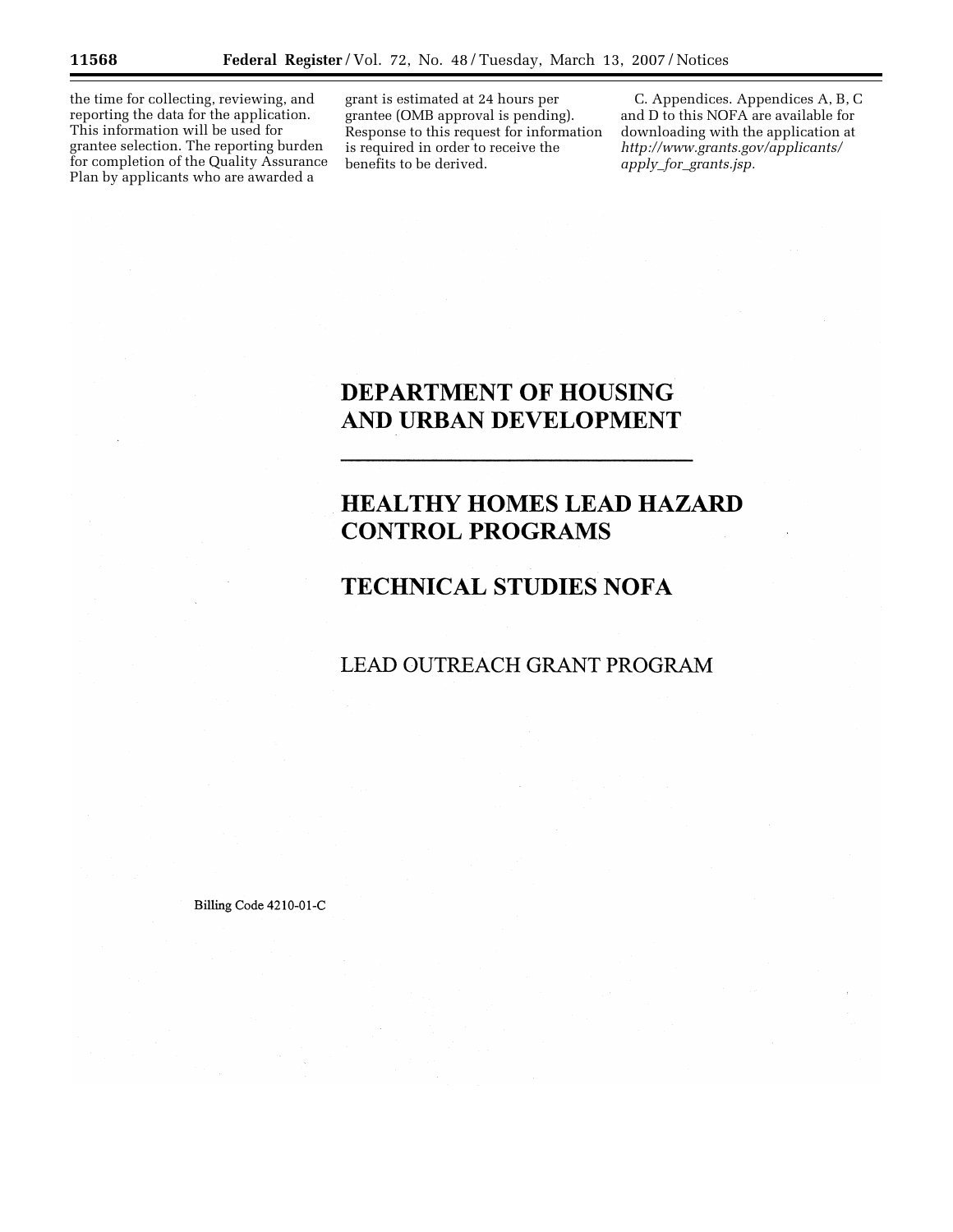the time for collecting, reviewing, and reporting the data for the application. This information will be used for grantee selection. The reporting burden for completion of the Quality Assurance Plan by applicants who are awarded a grant is estimated at 24 hours per grantee (OMB approval is pending). Response to this request for information is required in order to receive the benefits to be derived.

C. Appendices. Appendices A, B, C and D to this NOFA are available for downloading with the application at *http://www.grants.gov/applicants/apply_for_grants.jsp.*

# DEPARTMENT OF HOUSING AND URBAN DEVELOPMENT

# HEALTHY HOMES LEAD HAZARD CONTROL PROGRAMS

# TECHNICAL STUDIES NOFA

## LEAD OUTREACH GRANT PROGRAM

Billing Code 4210-01-C